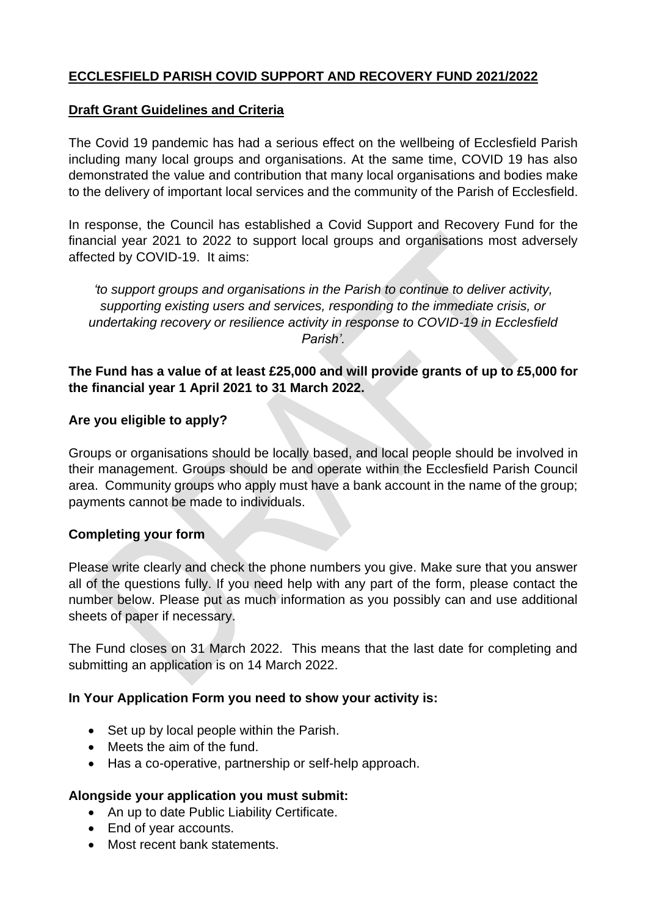# ECCLESFIELD PARISH COVID SUPPORT AND RECOVERY FUND 2021/2022

## Draft Grant Guidelines and Criteria

The Covid 19 pandemic has had a serious effect on the wellbeing of Ecclesfield Parish including many local groups and organisations. At the same time, COVID 19 has also demonstrated the value and contribution that many local organisations and bodies make to the delivery of important local services and the community of the Parish of Ecclesfield.

In response, the Council has established a Covid Support and Recovery Fund for the financial year 2021 to 2022 to support local groups and organisations most adversely affected by COVID-19. It aims:

*'to support groups and organisations in the Parish to continue to deliver activity, supporting existing users and services, responding to the immediate crisis, or undertaking recovery or resilience activity in response to COVID-19 in Ecclesfield Parish'.*

**The Fund has a value of at least £25,000 and will provide grants of up to £5,000 for the financial year 1 April 2021 to 31 March 2022.**

### Are you eligible to apply?

Groups or organisations should be locally based, and local people should be involved in their management. Groups should be and operate within the Ecclesfield Parish Council area. Community groups who apply must have a bank account in the name of the group; payments cannot be made to individuals.

### Completing your form

Please write clearly and check the phone numbers you give. Make sure that you answer all of the questions fully. If you need help with any part of the form, please contact the number below. Please put as much information as you possibly can and use additional sheets of paper if necessary.

The Fund closes on 31 March 2022. This means that the last date for completing and submitting an application is on 14 March 2022.

### In Your Application Form you need to show your activity is:

- Set up by local people within the Parish.
- Meets the aim of the fund.
- Has a co-operative, partnership or self-help approach.

### Alongside your application you must submit:

- An up to date Public Liability Certificate.
- End of year accounts.
- Most recent bank statements.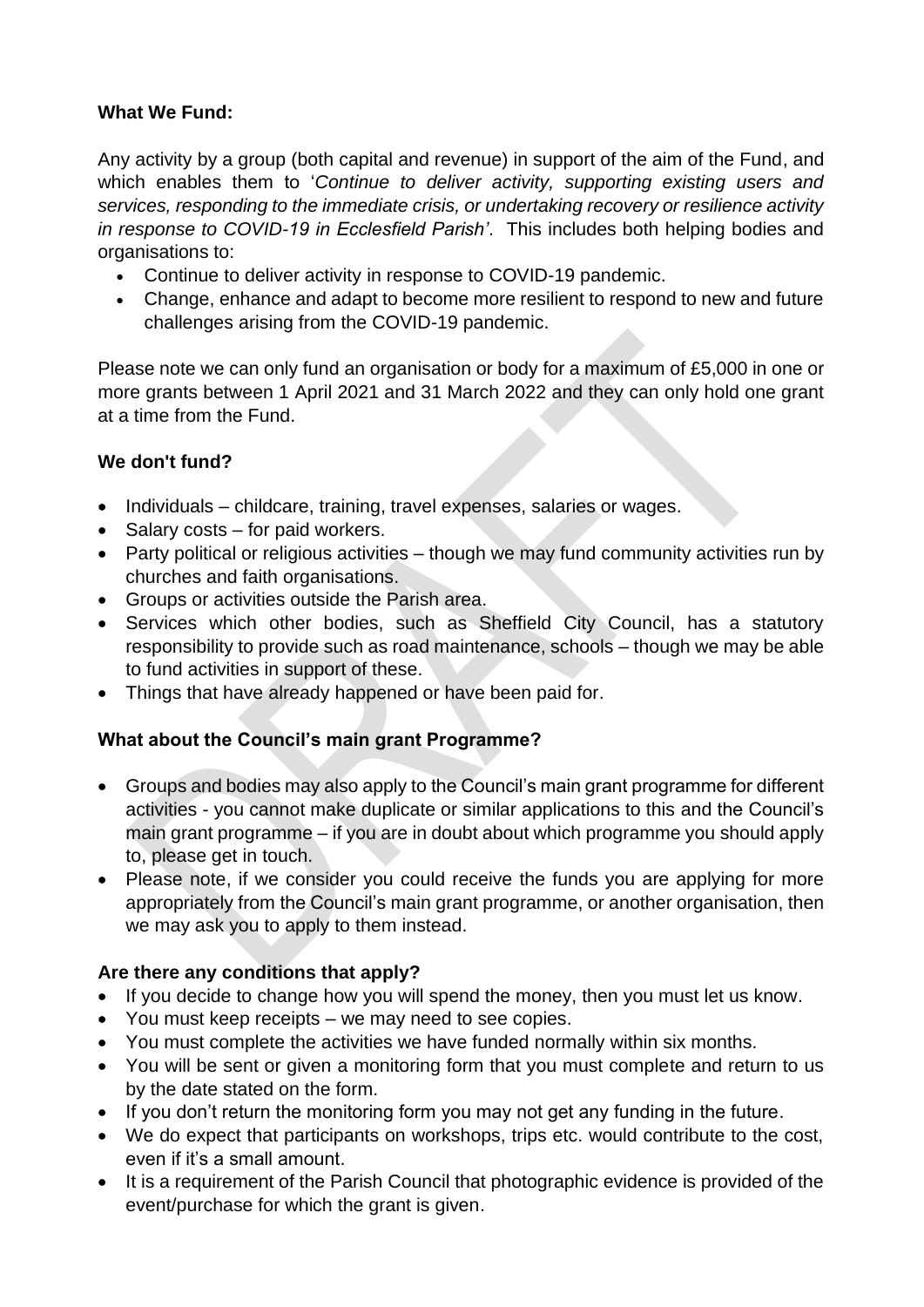**What We Fund:**

Any activity by a group (both capital and revenue) in support of the aim of the Fund, and which enables them to '*Continue to deliver activity, supporting existing users and services, responding to the immediate crisis, or undertaking recovery or resilience activity in response to COVID-19 in Ecclesfield Parish'*. This includes both helping bodies and organisations to:

- Continue to deliver activity in response to COVID-19 pandemic.
- Change, enhance and adapt to become more resilient to respond to new and future challenges arising from the COVID-19 pandemic.

Please note we can only fund an organisation or body for a maximum of £5,000 in one or more grants between 1 April 2021 and 31 March 2022 and they can only hold one grant at a time from the Fund.

**We don't fund?**

- Individuals – childcare, training, travel expenses, salaries or wages.
- Salary costs – for paid workers.
- Party political or religious activities – though we may fund community activities run by churches and faith organisations.
- Groups or activities outside the Parish area.
- Services which other bodies, such as Sheffield City Council, has a statutory responsibility to provide such as road maintenance, schools – though we may be able to fund activities in support of these.
- Things that have already happened or have been paid for.

**What about the Council's main grant Programme?**

- Groups and bodies may also apply to the Council's main grant programme for different activities - you cannot make duplicate or similar applications to this and the Council's main grant programme – if you are in doubt about which programme you should apply to, please get in touch.
- Please note, if we consider you could receive the funds you are applying for more appropriately from the Council's main grant programme, or another organisation, then we may ask you to apply to them instead.

**Are there any conditions that apply?**

- If you decide to change how you will spend the money, then you must let us know.
- You must keep receipts – we may need to see copies.
- You must complete the activities we have funded normally within six months.
- You will be sent or given a monitoring form that you must complete and return to us by the date stated on the form.
- If you don't return the monitoring form you may not get any funding in the future.
- We do expect that participants on workshops, trips etc. would contribute to the cost, even if it's a small amount.
- It is a requirement of the Parish Council that photographic evidence is provided of the event/purchase for which the grant is given.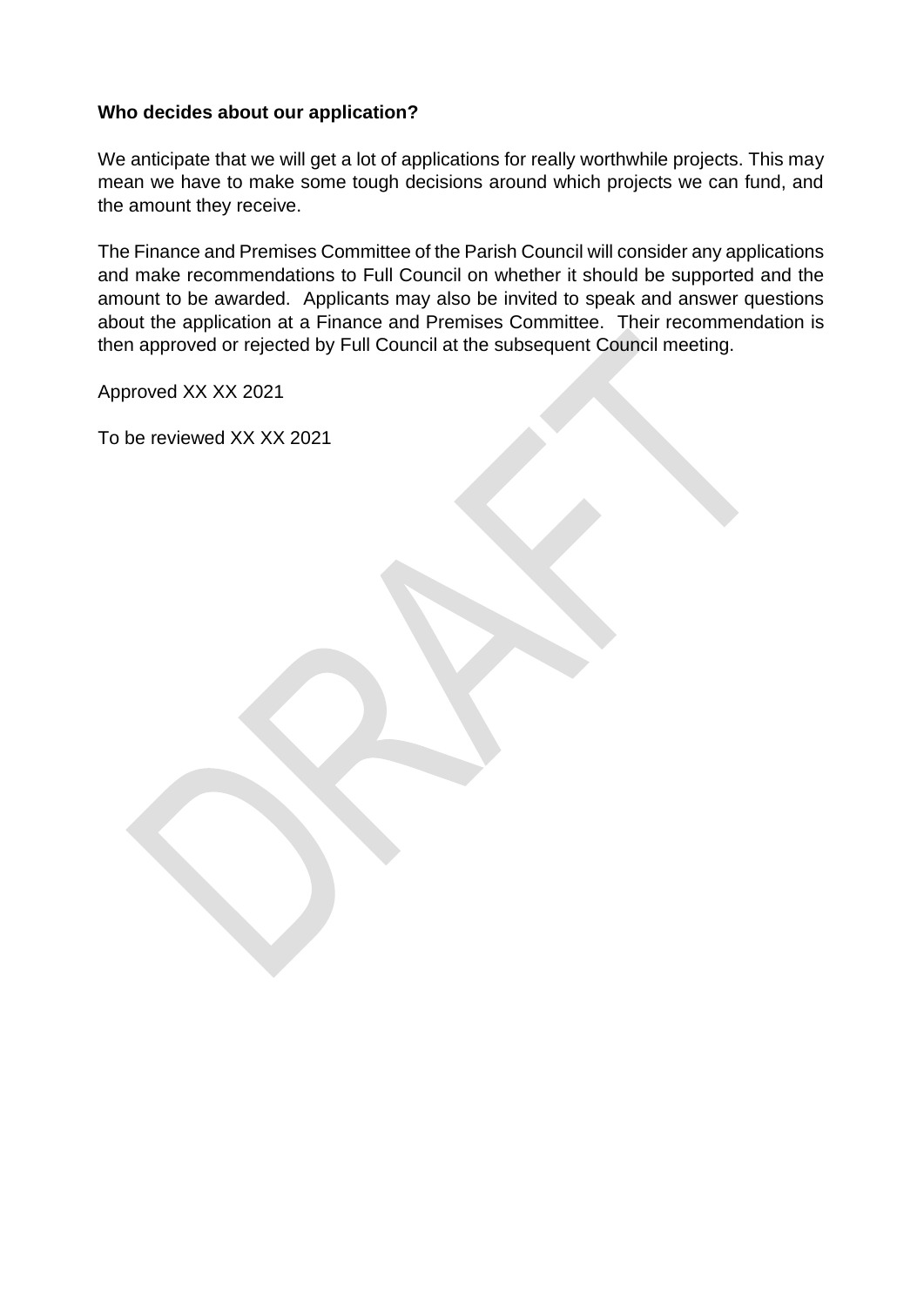**Who decides about our application?**

We anticipate that we will get a lot of applications for really worthwhile projects. This may mean we have to make some tough decisions around which projects we can fund, and the amount they receive.

The Finance and Premises Committee of the Parish Council will consider any applications and make recommendations to Full Council on whether it should be supported and the amount to be awarded. Applicants may also be invited to speak and answer questions about the application at a Finance and Premises Committee. Their recommendation is then approved or rejected by Full Council at the subsequent Council meeting.

Approved XX XX 2021

To be reviewed XX XX 2021